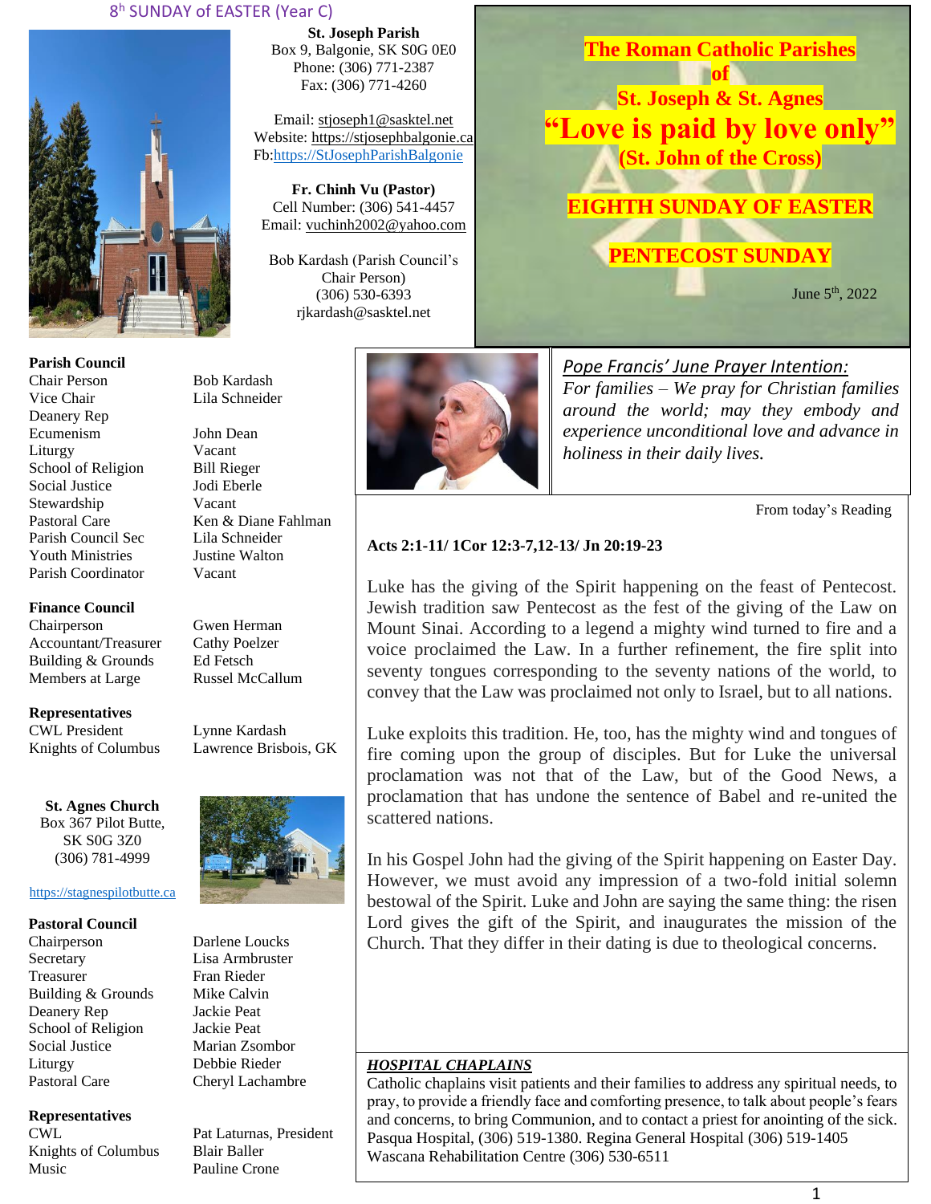8th SUNDAY of EASTER (Year C)

**St. Joseph Parish**
Box 9, Balgonie, SK S0G 0E0
Phone: (306) 771-2387
Fax: (306) 771-4260

Email: stjoseph1@sasktel.net
Website: https://stjosephbalgonie.ca
Fb:https://StJosephParishBalgonie

**Fr. Chinh Vu (Pastor)**
Cell Number: (306) 541-4457
Email: vuchinh2002@yahoo.com

Bob Kardash (Parish Council's Chair Person)
(306) 530-6393
rjkardash@sasktel.net

# The Roman Catholic Parishes of St. Joseph & St. Agnes

## "Love is paid by love only" (St. John of the Cross)

## EIGHTH SUNDAY OF EASTER

## PENTECOST SUNDAY

June 5th, 2022

**Parish Council**

| | |
|---|---|
| Chair Person | Bob Kardash |
| Vice Chair | Lila Schneider |
| Deanery Rep | |
| Ecumenism | John Dean |
| Liturgy | Vacant |
| School of Religion | Bill Rieger |
| Social Justice | Jodi Eberle |
| Stewardship | Vacant |
| Pastoral Care | Ken & Diane Fahlman |
| Parish Council Sec | Lila Schneider |
| Youth Ministries | Justine Walton |
| Parish Coordinator | Vacant |

**Finance Council**

| | |
|---|---|
| Chairperson | Gwen Herman |
| Accountant/Treasurer | Cathy Poelzer |
| Building & Grounds | Ed Fetsch |
| Members at Large | Russel McCallum |

**Representatives**

| | |
|---|---|
| CWL President | Lynne Kardash |
| Knights of Columbus | Lawrence Brisbois, GK |

**St. Agnes Church**
Box 367 Pilot Butte,
SK S0G 3Z0
(306) 781-4999

https://stagnespilotbutte.ca

**Pastoral Council**

| | |
|---|---|
| Chairperson | Darlene Loucks |
| Secretary | Lisa Armbruster |
| Treasurer | Fran Rieder |
| Building & Grounds | Mike Calvin |
| Deanery Rep | Jackie Peat |
| School of Religion | Jackie Peat |
| Social Justice | Marian Zsombor |
| Liturgy | Debbie Rieder |
| Pastoral Care | Cheryl Lachambre |

**Representatives**

| | |
|---|---|
| CWL | Pat Laturnas, President |
| Knights of Columbus | Blair Baller |
| Music | Pauline Crone |

*<u>Pope Francis' June Prayer Intention:</u>*
*For families – We pray for Christian families around the world; may they embody and experience unconditional love and advance in holiness in their daily lives.*

From today's Reading

**Acts 2:1-11/ 1Cor 12:3-7,12-13/ Jn 20:19-23**

Luke has the giving of the Spirit happening on the feast of Pentecost. Jewish tradition saw Pentecost as the fest of the giving of the Law on Mount Sinai. According to a legend a mighty wind turned to fire and a voice proclaimed the Law. In a further refinement, the fire split into seventy tongues corresponding to the seventy nations of the world, to convey that the Law was proclaimed not only to Israel, but to all nations.

Luke exploits this tradition. He, too, has the mighty wind and tongues of fire coming upon the group of disciples. But for Luke the universal proclamation was not that of the Law, but of the Good News, a proclamation that has undone the sentence of Babel and re-united the scattered nations.

In his Gospel John had the giving of the Spirit happening on Easter Day. However, we must avoid any impression of a two-fold initial solemn bestowal of the Spirit. Luke and John are saying the same thing: the risen Lord gives the gift of the Spirit, and inaugurates the mission of the Church. That they differ in their dating is due to theological concerns.

***<u>HOSPITAL CHAPLAINS</u>***
Catholic chaplains visit patients and their families to address any spiritual needs, to pray, to provide a friendly face and comforting presence, to talk about people's fears and concerns, to bring Communion, and to contact a priest for anointing of the sick. Pasqua Hospital, (306) 519-1380. Regina General Hospital (306) 519-1405
Wascana Rehabilitation Centre (306) 530-6511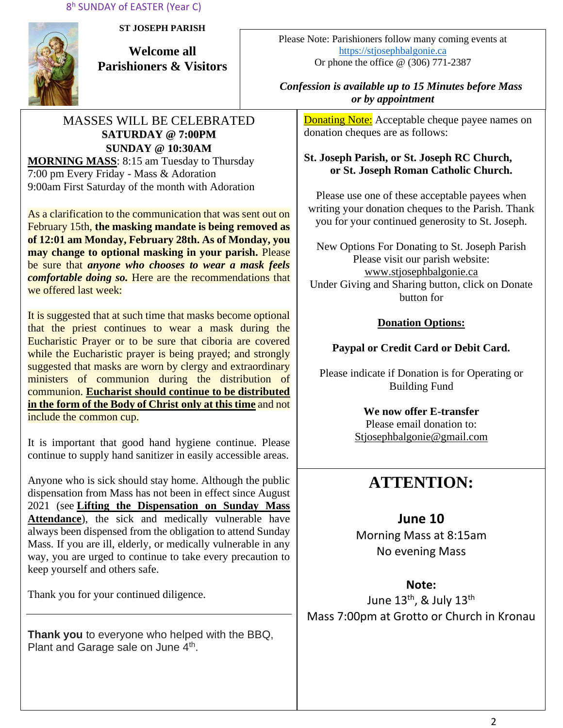8h SUNDAY of EASTER (Year C)

**ST JOSEPH PARISH**

## Welcome all Parishioners & Visitors

Please Note: Parishioners follow many coming events at https://stjosephbalgonie.ca
Or phone the office @ (306) 771-2387

***Confession is available up to 15 Minutes before Mass or by appointment***

MASSES WILL BE CELEBRATED
**SATURDAY @ 7:00PM**
**SUNDAY @ 10:30AM**

**MORNING MASS**: 8:15 am Tuesday to Thursday
7:00 pm Every Friday - Mass & Adoration
9:00am First Saturday of the month with Adoration

As a clarification to the communication that was sent out on February 15th, **the masking mandate is being removed as of 12:01 am Monday, February 28th. As of Monday, you may change to optional masking in your parish.** Please be sure that ***anyone who chooses to wear a mask feels comfortable doing so.*** Here are the recommendations that we offered last week:

It is suggested that at such time that masks become optional that the priest continues to wear a mask during the Eucharistic Prayer or to be sure that ciboria are covered while the Eucharistic prayer is being prayed; and strongly suggested that masks are worn by clergy and extraordinary ministers of communion during the distribution of communion. **Eucharist should continue to be distributed in the form of the Body of Christ only at this time** and not include the common cup.

It is important that good hand hygiene continue. Please continue to supply hand sanitizer in easily accessible areas.

Anyone who is sick should stay home. Although the public dispensation from Mass has not been in effect since August 2021 (see **Lifting the Dispensation on Sunday Mass Attendance**), the sick and medically vulnerable have always been dispensed from the obligation to attend Sunday Mass. If you are ill, elderly, or medically vulnerable in any way, you are urged to continue to take every precaution to keep yourself and others safe.

Thank you for your continued diligence.

---

**Thank you** to everyone who helped with the BBQ, Plant and Garage sale on June 4th.

Donating Note: Acceptable cheque payee names on donation cheques are as follows:

**St. Joseph Parish, or St. Joseph RC Church, or St. Joseph Roman Catholic Church.**

Please use one of these acceptable payees when writing your donation cheques to the Parish. Thank you for your continued generosity to St. Joseph.

New Options For Donating to St. Joseph Parish
Please visit our parish website:
www.stjosephbalgonie.ca
Under Giving and Sharing button, click on Donate button for

**Donation Options:**

**Paypal or Credit Card or Debit Card.**

Please indicate if Donation is for Operating or Building Fund

**We now offer E-transfer**
Please email donation to:
Stjosephbalgonie@gmail.com

## ATTENTION:

**June 10**
Morning Mass at 8:15am
No evening Mass

**Note:**
June 13th, & July 13th
Mass 7:00pm at Grotto or Church in Kronau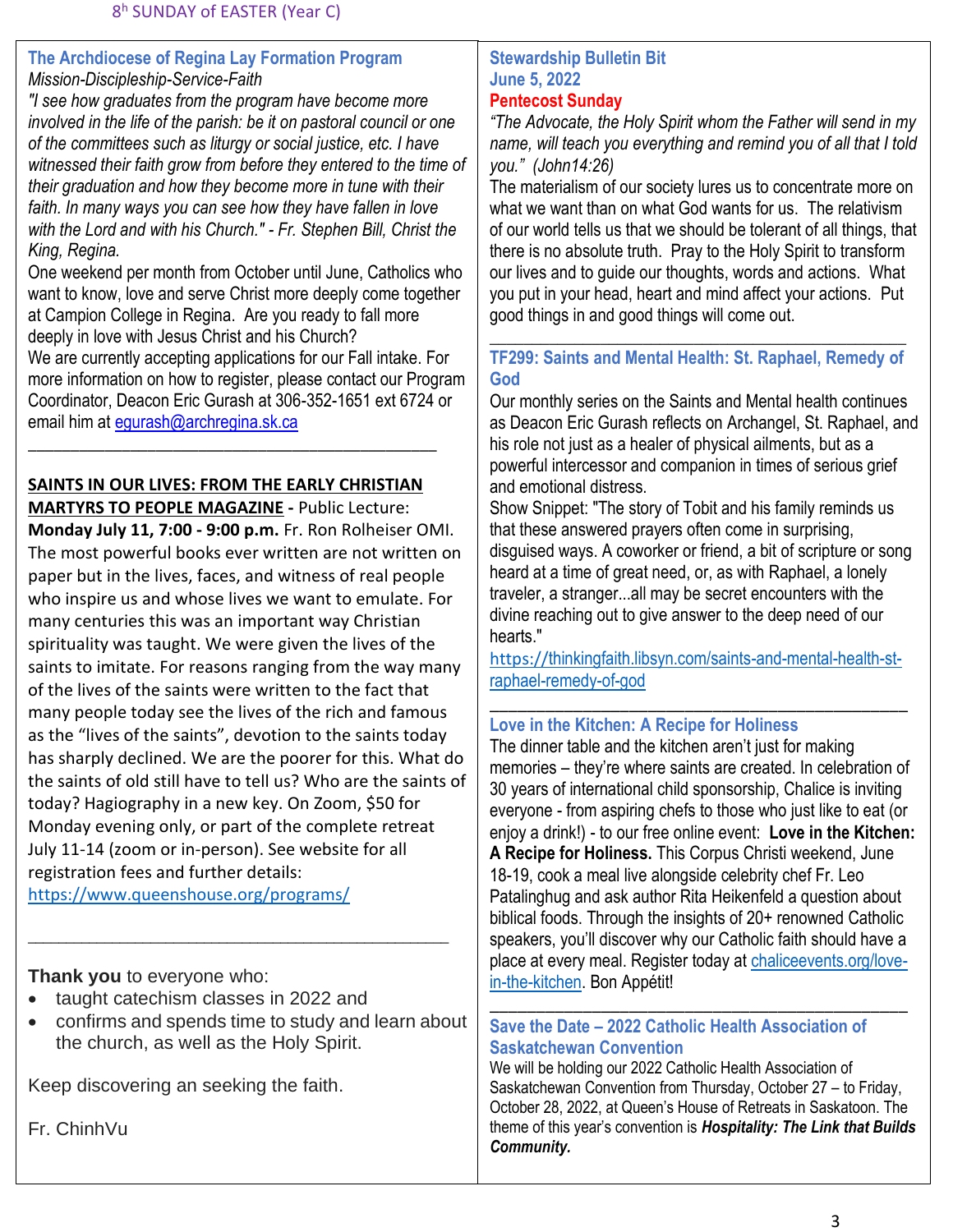8th SUNDAY of EASTER (Year C)

## The Archdiocese of Regina Lay Formation Program

*Mission-Discipleship-Service-Faith*

*"I see how graduates from the program have become more involved in the life of the parish: be it on pastoral council or one of the committees such as liturgy or social justice, etc. I have witnessed their faith grow from before they entered to the time of their graduation and how they become more in tune with their faith. In many ways you can see how they have fallen in love with the Lord and with his Church." - Fr. Stephen Bill, Christ the King, Regina.*

One weekend per month from October until June, Catholics who want to know, love and serve Christ more deeply come together at Campion College in Regina. Are you ready to fall more deeply in love with Jesus Christ and his Church?

We are currently accepting applications for our Fall intake. For more information on how to register, please contact our Program Coordinator, Deacon Eric Gurash at 306-352-1651 ext 6724 or email him at egurash@archregina.sk.ca

---

**SAINTS IN OUR LIVES: FROM THE EARLY CHRISTIAN MARTYRS TO PEOPLE MAGAZINE** - Public Lecture: **Monday July 11, 7:00 - 9:00 p.m.** Fr. Ron Rolheiser OMI. The most powerful books ever written are not written on paper but in the lives, faces, and witness of real people who inspire us and whose lives we want to emulate. For many centuries this was an important way Christian spirituality was taught. We were given the lives of the saints to imitate. For reasons ranging from the way many of the lives of the saints were written to the fact that many people today see the lives of the rich and famous as the "lives of the saints", devotion to the saints today has sharply declined. We are the poorer for this. What do the saints of old still have to tell us? Who are the saints of today? Hagiography in a new key. On Zoom, $50 for Monday evening only, or part of the complete retreat July 11-14 (zoom or in-person). See website for all registration fees and further details: https://www.queenshouse.org/programs/

---

**Thank you** to everyone who:

- taught catechism classes in 2022 and
- confirms and spends time to study and learn about the church, as well as the Holy Spirit.

Keep discovering an seeking the faith.

Fr. ChinhVu

## Stewardship Bulletin Bit

**June 5, 2022**

**Pentecost Sunday**

*"The Advocate, the Holy Spirit whom the Father will send in my name, will teach you everything and remind you of all that I told you." (John14:26)*

The materialism of our society lures us to concentrate more on what we want than on what God wants for us. The relativism of our world tells us that we should be tolerant of all things, that there is no absolute truth. Pray to the Holy Spirit to transform our lives and to guide our thoughts, words and actions. What you put in your head, heart and mind affect your actions. Put good things in and good things will come out.

---

## TF299: Saints and Mental Health: St. Raphael, Remedy of God

Our monthly series on the Saints and Mental health continues as Deacon Eric Gurash reflects on Archangel, St. Raphael, and his role not just as a healer of physical ailments, but as a powerful intercessor and companion in times of serious grief and emotional distress.

Show Snippet: "The story of Tobit and his family reminds us that these answered prayers often come in surprising, disguised ways. A coworker or friend, a bit of scripture or song heard at a time of great need, or, as with Raphael, a lonely traveler, a stranger...all may be secret encounters with the divine reaching out to give answer to the deep need of our hearts."

https://thinkingfaith.libsyn.com/saints-and-mental-health-st-raphael-remedy-of-god

---

## Love in the Kitchen: A Recipe for Holiness

The dinner table and the kitchen aren't just for making memories – they're where saints are created. In celebration of 30 years of international child sponsorship, Chalice is inviting everyone - from aspiring chefs to those who just like to eat (or enjoy a drink!) - to our free online event: **Love in the Kitchen: A Recipe for Holiness.** This Corpus Christi weekend, June 18-19, cook a meal live alongside celebrity chef Fr. Leo Patalinghug and ask author Rita Heikenfeld a question about biblical foods. Through the insights of 20+ renowned Catholic speakers, you'll discover why our Catholic faith should have a place at every meal. Register today at chaliceevents.org/love-in-the-kitchen. Bon Appétit!

---

## Save the Date – 2022 Catholic Health Association of Saskatchewan Convention

We will be holding our 2022 Catholic Health Association of Saskatchewan Convention from Thursday, October 27 – to Friday, October 28, 2022, at Queen's House of Retreats in Saskatoon. The theme of this year's convention is ***Hospitality: The Link that Builds Community.***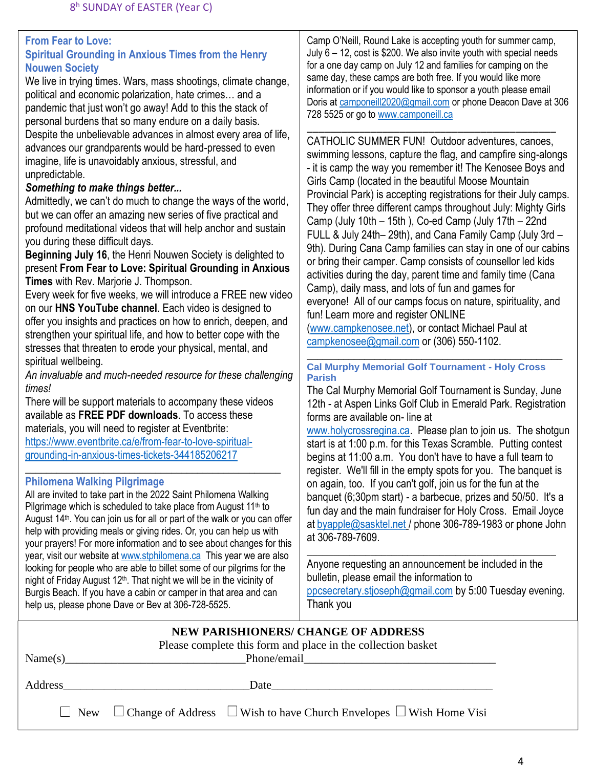8th SUNDAY of EASTER (Year C)

## From Fear to Love: Spiritual Grounding in Anxious Times from the Henry Nouwen Society

We live in trying times. Wars, mass shootings, climate change, political and economic polarization, hate crimes… and a pandemic that just won't go away! Add to this the stack of personal burdens that so many endure on a daily basis. Despite the unbelievable advances in almost every area of life, advances our grandparents would be hard-pressed to even imagine, life is unavoidably anxious, stressful, and unpredictable.

***Something to make things better...***

Admittedly, we can't do much to change the ways of the world, but we can offer an amazing new series of five practical and profound meditational videos that will help anchor and sustain you during these difficult days.

**Beginning July 16**, the Henri Nouwen Society is delighted to present **From Fear to Love: Spiritual Grounding in Anxious Times** with Rev. Marjorie J. Thompson.

Every week for five weeks, we will introduce a FREE new video on our **HNS YouTube channel**. Each video is designed to offer you insights and practices on how to enrich, deepen, and strengthen your spiritual life, and how to better cope with the stresses that threaten to erode your physical, mental, and spiritual wellbeing.

*An invaluable and much-needed resource for these challenging times!*

There will be support materials to accompany these videos available as **FREE PDF downloads**. To access these materials, you will need to register at Eventbrite: https://www.eventbrite.ca/e/from-fear-to-love-spiritual-grounding-in-anxious-times-tickets-344185206217

---

## Philomena Walking Pilgrimage

All are invited to take part in the 2022 Saint Philomena Walking Pilgrimage which is scheduled to take place from August 11th to August 14th. You can join us for all or part of the walk or you can offer help with providing meals or giving rides. Or, you can help us with your prayers! For more information and to see about changes for this year, visit our website at www.stphilomena.ca This year we are also looking for people who are able to billet some of our pilgrims for the night of Friday August 12th. That night we will be in the vicinity of Burgis Beach. If you have a cabin or camper in that area and can help us, please phone Dave or Bev at 306-728-5525.

Camp O'Neill, Round Lake is accepting youth for summer camp, July 6 – 12, cost is $200. We also invite youth with special needs for a one day camp on July 12 and families for camping on the same day, these camps are both free. If you would like more information or if you would like to sponsor a youth please email Doris at camponeill2020@gmail.com or phone Deacon Dave at 306 728 5525 or go to www.camponeill.ca

---

CATHOLIC SUMMER FUN! Outdoor adventures, canoes, swimming lessons, capture the flag, and campfire sing-alongs - it is camp the way you remember it! The Kenosee Boys and Girls Camp (located in the beautiful Moose Mountain Provincial Park) is accepting registrations for their July camps. They offer three different camps throughout July: Mighty Girls Camp (July 10th – 15th ), Co-ed Camp (July 17th – 22nd FULL & July 24th– 29th), and Cana Family Camp (July 3rd – 9th). During Cana Camp families can stay in one of our cabins or bring their camper. Camp consists of counsellor led kids activities during the day, parent time and family time (Cana Camp), daily mass, and lots of fun and games for everyone! All of our camps focus on nature, spirituality, and fun! Learn more and register ONLINE (www.campkenosee.net), or contact Michael Paul at campkenosee@gmail.com or (306) 550-1102.

---

## Cal Murphy Memorial Golf Tournament - Holy Cross Parish

The Cal Murphy Memorial Golf Tournament is Sunday, June 12th - at Aspen Links Golf Club in Emerald Park. Registration forms are available on- line at www.holycrossregina.ca. Please plan to join us. The shotgun start is at 1:00 p.m. for this Texas Scramble. Putting contest begins at 11:00 a.m. You don't have to have a full team to register. We'll fill in the empty spots for you. The banquet is on again, too. If you can't golf, join us for the fun at the banquet (6;30pm start) - a barbecue, prizes and 50/50. It's a fun day and the main fundraiser for Holy Cross. Email Joyce at byapple@sasktel.net / phone 306-789-1983 or phone John at 306-789-7609.

---

Anyone requesting an announcement be included in the bulletin, please email the information to ppcsecretary.stjoseph@gmail.com by 5:00 Tuesday evening. Thank you

---

**NEW PARISHIONERS/ CHANGE OF ADDRESS**

Please complete this form and place in the collection basket

Name(s)\_\_\_\_\_\_\_\_\_\_\_\_\_\_\_\_\_\_\_\_\_\_\_\_\_\_\_\_\_\_ Phone/email\_\_\_\_\_\_\_\_\_\_\_\_\_\_\_\_\_\_\_\_\_\_\_\_\_\_\_\_\_\_

Address\_\_\_\_\_\_\_\_\_\_\_\_\_\_\_\_\_\_\_\_\_\_\_\_\_\_\_\_\_\_ Date\_\_\_\_\_\_\_\_\_\_\_\_\_\_\_\_\_\_\_\_\_\_\_\_\_\_\_\_\_\_

☐ New ☐ Change of Address ☐ Wish to have Church Envelopes ☐ Wish Home Visi